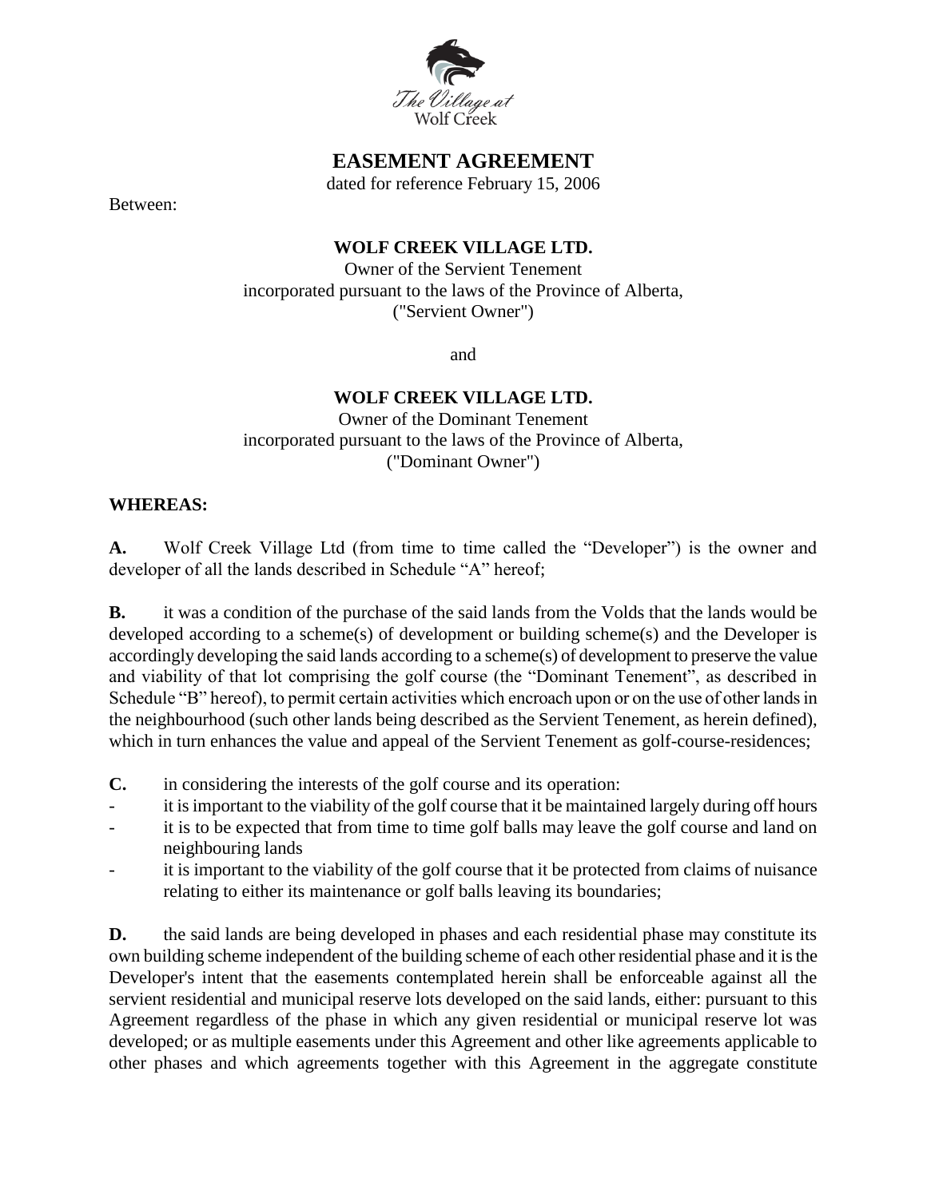# EASEMENT AGREEMENT

dated for reference February 15, 2006

Between:

**WOLF CREEK VILLAGE LTD.**
Owner of the Servient Tenement
incorporated pursuant to the laws of the Province of Alberta,
("Servient Owner")

and

**WOLF CREEK VILLAGE LTD.**
Owner of the Dominant Tenement
incorporated pursuant to the laws of the Province of Alberta,
("Dominant Owner")

**WHEREAS:**

**A.** Wolf Creek Village Ltd (from time to time called the "Developer") is the owner and developer of all the lands described in Schedule "A" hereof;

**B.** it was a condition of the purchase of the said lands from the Volds that the lands would be developed according to a scheme(s) of development or building scheme(s) and the Developer is accordingly developing the said lands according to a scheme(s) of development to preserve the value and viability of that lot comprising the golf course (the "Dominant Tenement", as described in Schedule "B" hereof), to permit certain activities which encroach upon or on the use of other lands in the neighbourhood (such other lands being described as the Servient Tenement, as herein defined), which in turn enhances the value and appeal of the Servient Tenement as golf-course-residences;

**C.** in considering the interests of the golf course and its operation:

- it is important to the viability of the golf course that it be maintained largely during off hours
- it is to be expected that from time to time golf balls may leave the golf course and land on neighbouring lands
- it is important to the viability of the golf course that it be protected from claims of nuisance relating to either its maintenance or golf balls leaving its boundaries;

**D.** the said lands are being developed in phases and each residential phase may constitute its own building scheme independent of the building scheme of each other residential phase and it is the Developer's intent that the easements contemplated herein shall be enforceable against all the servient residential and municipal reserve lots developed on the said lands, either: pursuant to this Agreement regardless of the phase in which any given residential or municipal reserve lot was developed; or as multiple easements under this Agreement and other like agreements applicable to other phases and which agreements together with this Agreement in the aggregate constitute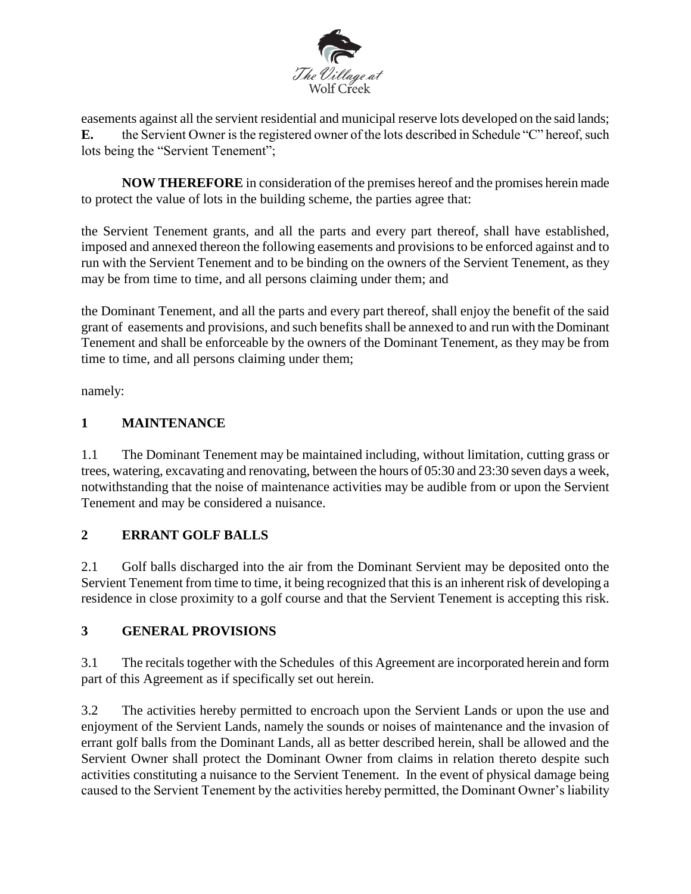easements against all the servient residential and municipal reserve lots developed on the said lands;

**E.** the Servient Owner is the registered owner of the lots described in Schedule "C" hereof, such lots being the "Servient Tenement";

**NOW THEREFORE** in consideration of the premises hereof and the promises herein made to protect the value of lots in the building scheme, the parties agree that:

the Servient Tenement grants, and all the parts and every part thereof, shall have established, imposed and annexed thereon the following easements and provisions to be enforced against and to run with the Servient Tenement and to be binding on the owners of the Servient Tenement, as they may be from time to time, and all persons claiming under them; and

the Dominant Tenement, and all the parts and every part thereof, shall enjoy the benefit of the said grant of easements and provisions, and such benefits shall be annexed to and run with the Dominant Tenement and shall be enforceable by the owners of the Dominant Tenement, as they may be from time to time, and all persons claiming under them;

namely:

## 1 MAINTENANCE

1.1 The Dominant Tenement may be maintained including, without limitation, cutting grass or trees, watering, excavating and renovating, between the hours of 05:30 and 23:30 seven days a week, notwithstanding that the noise of maintenance activities may be audible from or upon the Servient Tenement and may be considered a nuisance.

## 2 ERRANT GOLF BALLS

2.1 Golf balls discharged into the air from the Dominant Servient may be deposited onto the Servient Tenement from time to time, it being recognized that this is an inherent risk of developing a residence in close proximity to a golf course and that the Servient Tenement is accepting this risk.

## 3 GENERAL PROVISIONS

3.1 The recitals together with the Schedules of this Agreement are incorporated herein and form part of this Agreement as if specifically set out herein.

3.2 The activities hereby permitted to encroach upon the Servient Lands or upon the use and enjoyment of the Servient Lands, namely the sounds or noises of maintenance and the invasion of errant golf balls from the Dominant Lands, all as better described herein, shall be allowed and the Servient Owner shall protect the Dominant Owner from claims in relation thereto despite such activities constituting a nuisance to the Servient Tenement. In the event of physical damage being caused to the Servient Tenement by the activities hereby permitted, the Dominant Owner's liability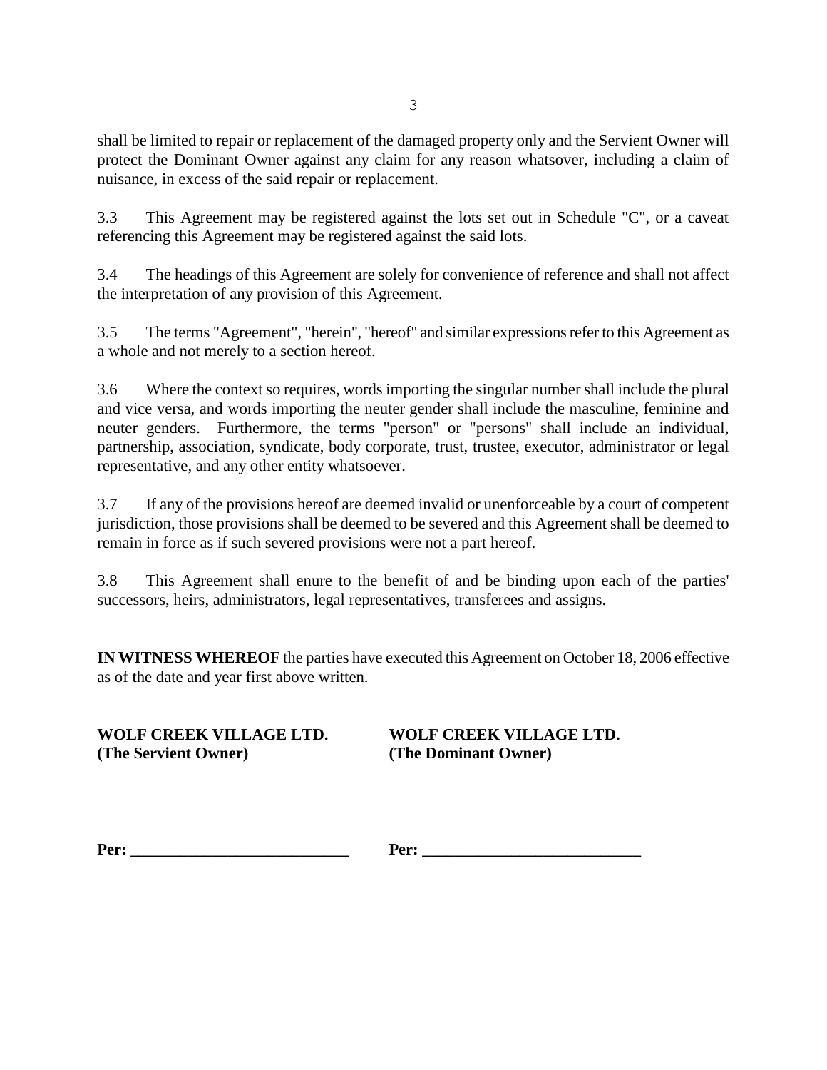shall be limited to repair or replacement of the damaged property only and the Servient Owner will protect the Dominant Owner against any claim for any reason whatsover, including a claim of nuisance, in excess of the said repair or replacement.

3.3 This Agreement may be registered against the lots set out in Schedule "C", or a caveat referencing this Agreement may be registered against the said lots.

3.4 The headings of this Agreement are solely for convenience of reference and shall not affect the interpretation of any provision of this Agreement.

3.5 The terms "Agreement", "herein", "hereof" and similar expressions refer to this Agreement as a whole and not merely to a section hereof.

3.6 Where the context so requires, words importing the singular number shall include the plural and vice versa, and words importing the neuter gender shall include the masculine, feminine and neuter genders. Furthermore, the terms "person" or "persons" shall include an individual, partnership, association, syndicate, body corporate, trust, trustee, executor, administrator or legal representative, and any other entity whatsoever.

3.7 If any of the provisions hereof are deemed invalid or unenforceable by a court of competent jurisdiction, those provisions shall be deemed to be severed and this Agreement shall be deemed to remain in force as if such severed provisions were not a part hereof.

3.8 This Agreement shall enure to the benefit of and be binding upon each of the parties' successors, heirs, administrators, legal representatives, transferees and assigns.

**IN WITNESS WHEREOF** the parties have executed this Agreement on October 18, 2006 effective as of the date and year first above written.

| **WOLF CREEK VILLAGE LTD.** **(The Servient Owner)** | **WOLF CREEK VILLAGE LTD.** **(The Dominant Owner)** |
| --- | --- |
| **Per: ___________________________** | **Per: ___________________________** |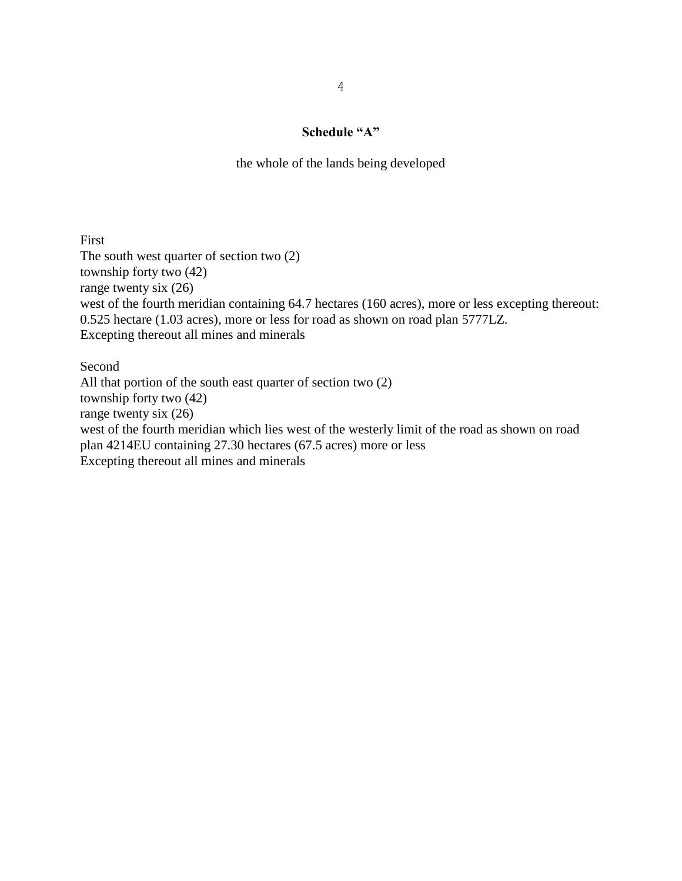## Schedule “A”

the whole of the lands being developed

First
The south west quarter of section two (2)
township forty two (42)
range twenty six (26)
west of the fourth meridian containing 64.7 hectares (160 acres), more or less excepting thereout:
0.525 hectare (1.03 acres), more or less for road as shown on road plan 5777LZ.
Excepting thereout all mines and minerals

Second
All that portion of the south east quarter of section two (2)
township forty two (42)
range twenty six (26)
west of the fourth meridian which lies west of the westerly limit of the road as shown on road plan 4214EU containing 27.30 hectares (67.5 acres) more or less
Excepting thereout all mines and minerals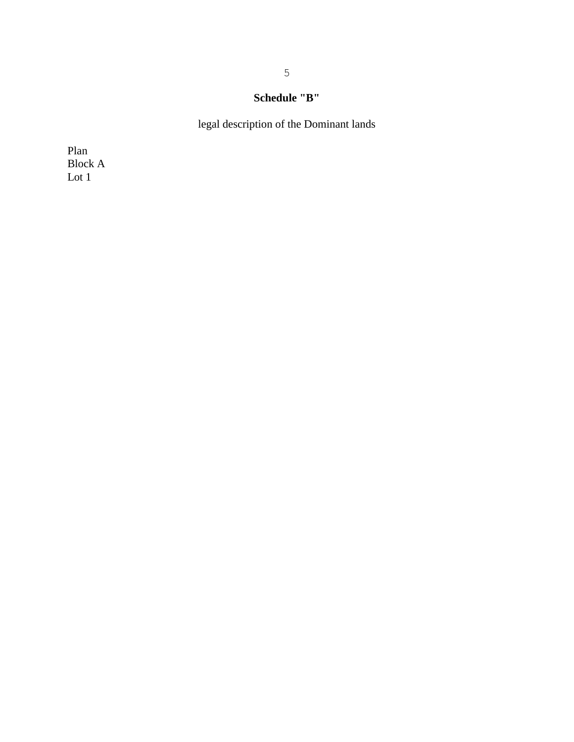## Schedule "B"

legal description of the Dominant lands

Plan
Block A
Lot 1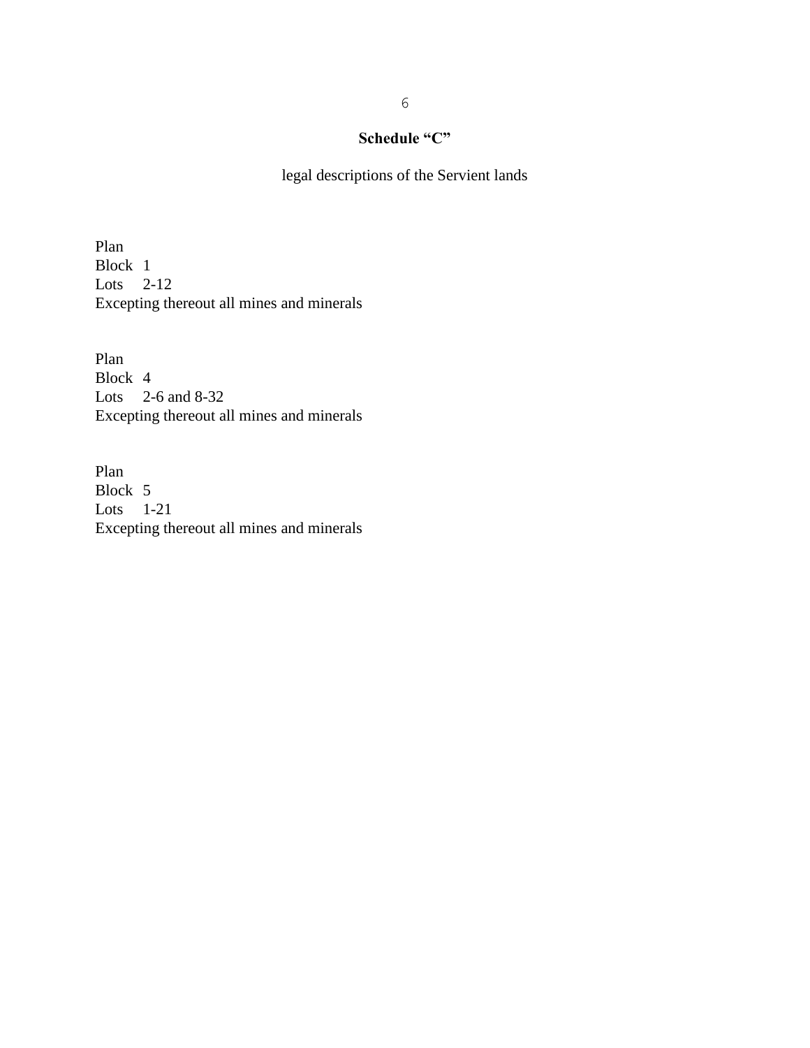## Schedule "C"

legal descriptions of the Servient lands

Plan
Block 1
Lots 2-12
Excepting thereout all mines and minerals

Plan
Block 4
Lots 2-6 and 8-32
Excepting thereout all mines and minerals

Plan
Block 5
Lots 1-21
Excepting thereout all mines and minerals